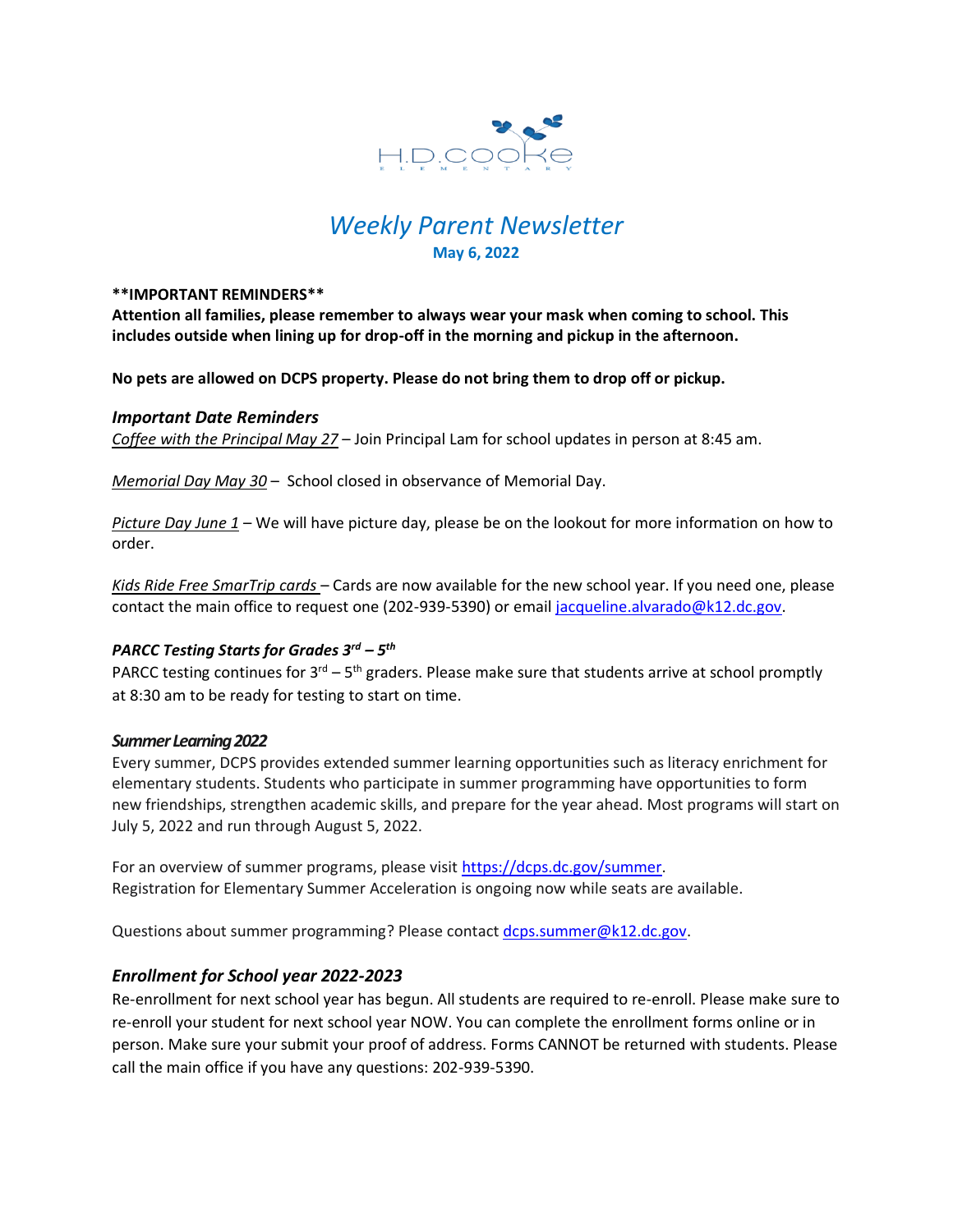H.D. COOKE ELEMENTARY

# *Weekly Parent Newsletter*

**May 6, 2022**

**\*\*IMPORTANT REMINDERS\*\***

**Attention all families, please remember to always wear your mask when coming to school. This includes outside when lining up for drop-off in the morning and pickup in the afternoon.**

**No pets are allowed on DCPS property. Please do not bring them to drop off or pickup.**

## *Important Date Reminders*

*Coffee with the Principal May 27* – Join Principal Lam for school updates in person at 8:45 am.

*Memorial Day May 30* – School closed in observance of Memorial Day.

*Picture Day June 1* – We will have picture day, please be on the lookout for more information on how to order.

*Kids Ride Free SmarTrip cards* – Cards are now available for the new school year. If you need one, please contact the main office to request one (202-939-5390) or email jacqueline.alvarado@k12.dc.gov.

### *PARCC Testing Starts for Grades 3rd – 5th*

PARCC testing continues for 3rd – 5th graders. Please make sure that students arrive at school promptly at 8:30 am to be ready for testing to start on time.

### *Summer Learning 2022*

Every summer, DCPS provides extended summer learning opportunities such as literacy enrichment for elementary students. Students who participate in summer programming have opportunities to form new friendships, strengthen academic skills, and prepare for the year ahead. Most programs will start on July 5, 2022 and run through August 5, 2022.

For an overview of summer programs, please visit https://dcps.dc.gov/summer.
Registration for Elementary Summer Acceleration is ongoing now while seats are available.

Questions about summer programming? Please contact dcps.summer@k12.dc.gov.

## *Enrollment for School year 2022-2023*

Re-enrollment for next school year has begun. All students are required to re-enroll. Please make sure to re-enroll your student for next school year NOW. You can complete the enrollment forms online or in person. Make sure your submit your proof of address. Forms CANNOT be returned with students. Please call the main office if you have any questions: 202-939-5390.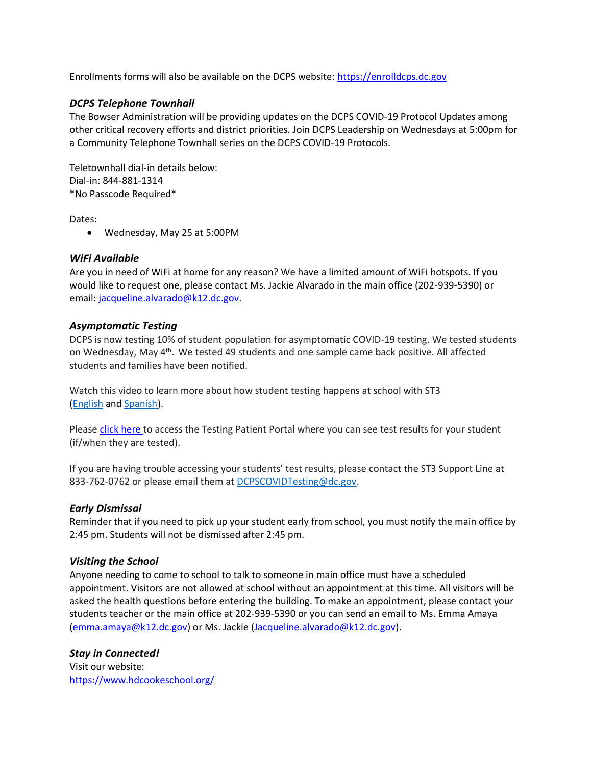Enrollments forms will also be available on the DCPS website: [https://enrolldcps.dc.gov](https://enrolldcps.dc.gov)

### *DCPS Telephone Townhall*

The Bowser Administration will be providing updates on the DCPS COVID-19 Protocol Updates among other critical recovery efforts and district priorities. Join DCPS Leadership on Wednesdays at 5:00pm for a Community Telephone Townhall series on the DCPS COVID-19 Protocols.

Teletownhall dial-in details below:
Dial-in: 844-881-1314
*No Passcode Required*

Dates:

- Wednesday, May 25 at 5:00PM

### *WiFi Available*

Are you in need of WiFi at home for any reason? We have a limited amount of WiFi hotspots. If you would like to request one, please contact Ms. Jackie Alvarado in the main office (202-939-5390) or email: [jacqueline.alvarado@k12.dc.gov](mailto:jacqueline.alvarado@k12.dc.gov).

### *Asymptomatic Testing*

DCPS is now testing 10% of student population for asymptomatic COVID-19 testing. We tested students on Wednesday, May 4th. We tested 49 students and one sample came back positive. All affected students and families have been notified.

Watch this video to learn more about how student testing happens at school with ST3 (English and Spanish).

Please click here to access the Testing Patient Portal where you can see test results for your student (if/when they are tested).

If you are having trouble accessing your students' test results, please contact the ST3 Support Line at 833-762-0762 or please email them at [DCPSCOVIDTesting@dc.gov](mailto:DCPSCOVIDTesting@dc.gov).

### *Early Dismissal*

Reminder that if you need to pick up your student early from school, you must notify the main office by 2:45 pm. Students will not be dismissed after 2:45 pm.

### *Visiting the School*

Anyone needing to come to school to talk to someone in main office must have a scheduled appointment. Visitors are not allowed at school without an appointment at this time. All visitors will be asked the health questions before entering the building. To make an appointment, please contact your students teacher or the main office at 202-939-5390 or you can send an email to Ms. Emma Amaya ([emma.amaya@k12.dc.gov](mailto:emma.amaya@k12.dc.gov)) or Ms. Jackie ([Jacqueline.alvarado@k12.dc.gov](mailto:Jacqueline.alvarado@k12.dc.gov)).

### *Stay in Connected!*

Visit our website:
[https://www.hdcookeschool.org/](https://www.hdcookeschool.org/)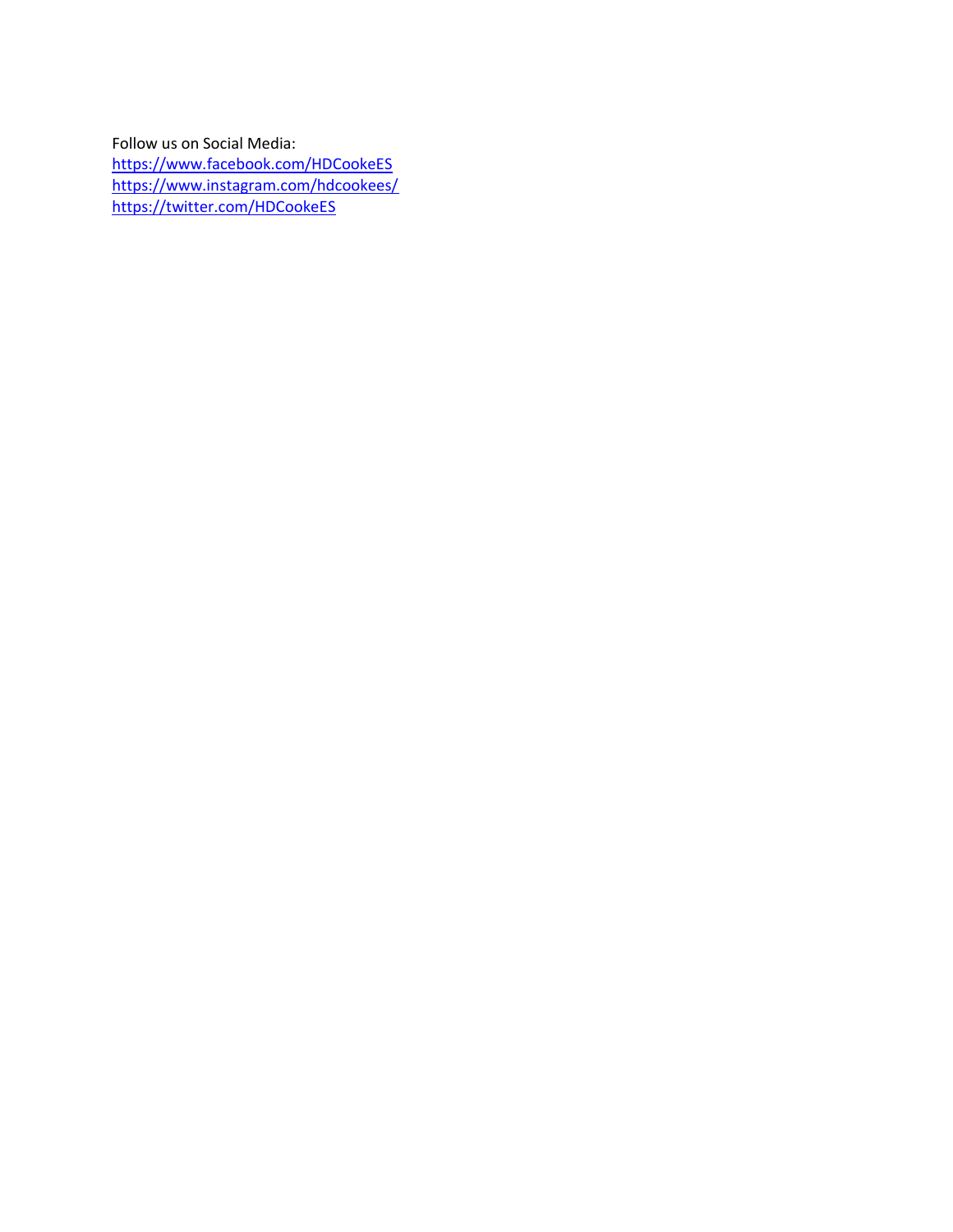Follow us on Social Media:
https://www.facebook.com/HDCookeES
https://www.instagram.com/hdcookees/
https://twitter.com/HDCookeES